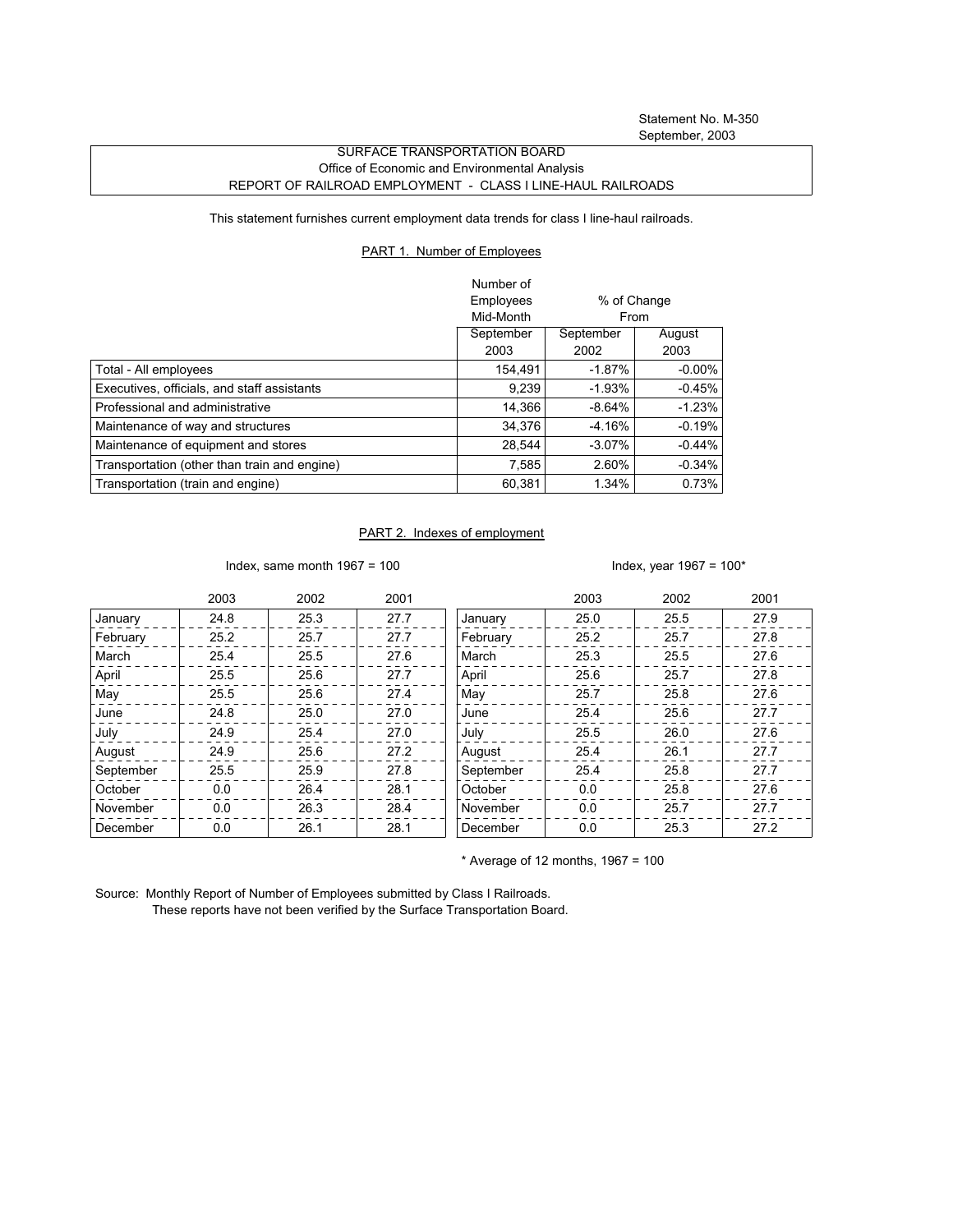Statement No. M-350
September, 2003

SURFACE TRANSPORTATION BOARD
Office of Economic and Environmental Analysis
REPORT OF RAILROAD EMPLOYMENT - CLASS I LINE-HAUL RAILROADS

This statement furnishes current employment data trends for class I line-haul railroads.

## PART 1. Number of Employees

| | Number of Employees Mid-Month | % of Change From | |
|---|---|---|---|
| | September 2003 | September 2002 | August 2003 |
| Total - All employees | 154,491 | -1.87% | -0.00% |
| Executives, officials, and staff assistants | 9,239 | -1.93% | -0.45% |
| Professional and administrative | 14,366 | -8.64% | -1.23% |
| Maintenance of way and structures | 34,376 | -4.16% | -0.19% |
| Maintenance of equipment and stores | 28,544 | -3.07% | -0.44% |
| Transportation (other than train and engine) | 7,585 | 2.60% | -0.34% |
| Transportation (train and engine) | 60,381 | 1.34% | 0.73% |

## PART 2. Indexes of employment

Index, same month 1967 = 100

| | 2003 | 2002 | 2001 |
|---|---|---|---|
| January | 24.8 | 25.3 | 27.7 |
| February | 25.2 | 25.7 | 27.7 |
| March | 25.4 | 25.5 | 27.6 |
| April | 25.5 | 25.6 | 27.7 |
| May | 25.5 | 25.6 | 27.4 |
| June | 24.8 | 25.0 | 27.0 |
| July | 24.9 | 25.4 | 27.0 |
| August | 24.9 | 25.6 | 27.2 |
| September | 25.5 | 25.9 | 27.8 |
| October | 0.0 | 26.4 | 28.1 |
| November | 0.0 | 26.3 | 28.4 |
| December | 0.0 | 26.1 | 28.1 |

Index, year 1967 = 100*

| | 2003 | 2002 | 2001 |
|---|---|---|---|
| January | 25.0 | 25.5 | 27.9 |
| February | 25.2 | 25.7 | 27.8 |
| March | 25.3 | 25.5 | 27.6 |
| April | 25.6 | 25.7 | 27.8 |
| May | 25.7 | 25.8 | 27.6 |
| June | 25.4 | 25.6 | 27.7 |
| July | 25.5 | 26.0 | 27.6 |
| August | 25.4 | 26.1 | 27.7 |
| September | 25.4 | 25.8 | 27.7 |
| October | 0.0 | 25.8 | 27.6 |
| November | 0.0 | 25.7 | 27.7 |
| December | 0.0 | 25.3 | 27.2 |

* Average of 12 months, 1967 = 100

Source: Monthly Report of Number of Employees submitted by Class I Railroads.
These reports have not been verified by the Surface Transportation Board.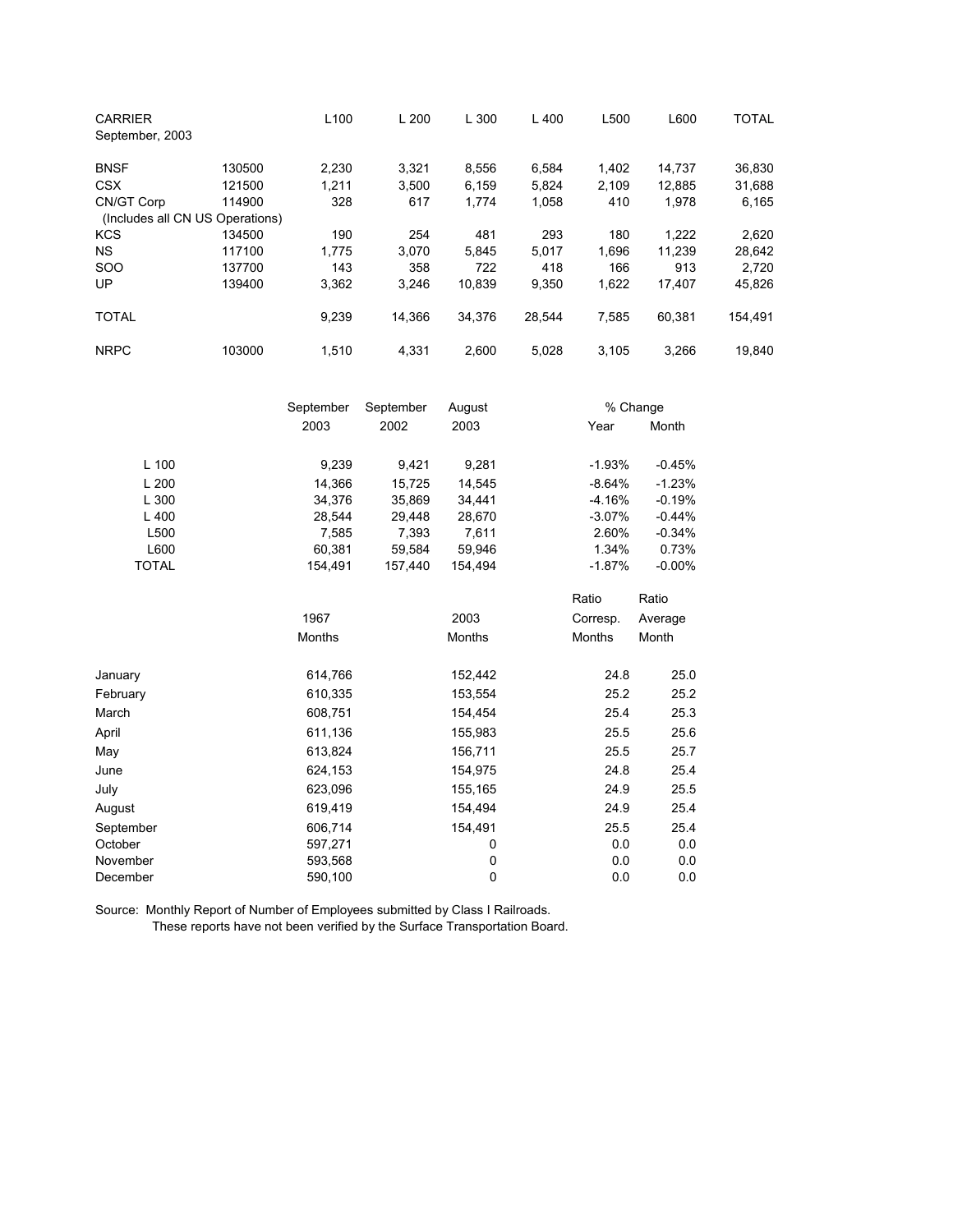| CARRIER<br>September, 2003 | | L100 | L 200 | L 300 | L 400 | L500 | L600 | TOTAL |
|---|---|---|---|---|---|---|---|---|
| BNSF | 130500 | 2,230 | 3,321 | 8,556 | 6,584 | 1,402 | 14,737 | 36,830 |
| CSX | 121500 | 1,211 | 3,500 | 6,159 | 5,824 | 2,109 | 12,885 | 31,688 |
| CN/GT Corp<br>(Includes all CN US Operations) | 114900 | 328 | 617 | 1,774 | 1,058 | 410 | 1,978 | 6,165 |
| KCS | 134500 | 190 | 254 | 481 | 293 | 180 | 1,222 | 2,620 |
| NS | 117100 | 1,775 | 3,070 | 5,845 | 5,017 | 1,696 | 11,239 | 28,642 |
| SOO | 137700 | 143 | 358 | 722 | 418 | 166 | 913 | 2,720 |
| UP | 139400 | 3,362 | 3,246 | 10,839 | 9,350 | 1,622 | 17,407 | 45,826 |
| TOTAL | | 9,239 | 14,366 | 34,376 | 28,544 | 7,585 | 60,381 | 154,491 |
| NRPC | 103000 | 1,510 | 4,331 | 2,600 | 5,028 | 3,105 | 3,266 | 19,840 |

| | September 2003 | September 2002 | August 2003 | % Change Year | % Change Month |
|---|---|---|---|---|---|
| L 100 | 9,239 | 9,421 | 9,281 | -1.93% | -0.45% |
| L 200 | 14,366 | 15,725 | 14,545 | -8.64% | -1.23% |
| L 300 | 34,376 | 35,869 | 34,441 | -4.16% | -0.19% |
| L 400 | 28,544 | 29,448 | 28,670 | -3.07% | -0.44% |
| L500 | 7,585 | 7,393 | 7,611 | 2.60% | -0.34% |
| L600 | 60,381 | 59,584 | 59,946 | 1.34% | 0.73% |
| TOTAL | 154,491 | 157,440 | 154,494 | -1.87% | -0.00% |

| | 1967 Months | 2003 Months | Ratio Corresp. Months | Ratio Average Month |
|---|---|---|---|---|
| January | 614,766 | 152,442 | 24.8 | 25.0 |
| February | 610,335 | 153,554 | 25.2 | 25.2 |
| March | 608,751 | 154,454 | 25.4 | 25.3 |
| April | 611,136 | 155,983 | 25.5 | 25.6 |
| May | 613,824 | 156,711 | 25.5 | 25.7 |
| June | 624,153 | 154,975 | 24.8 | 25.4 |
| July | 623,096 | 155,165 | 24.9 | 25.5 |
| August | 619,419 | 154,494 | 24.9 | 25.4 |
| September | 606,714 | 154,491 | 25.5 | 25.4 |
| October | 597,271 | 0 | 0.0 | 0.0 |
| November | 593,568 | 0 | 0.0 | 0.0 |
| December | 590,100 | 0 | 0.0 | 0.0 |

Source: Monthly Report of Number of Employees submitted by Class I Railroads.
These reports have not been verified by the Surface Transportation Board.